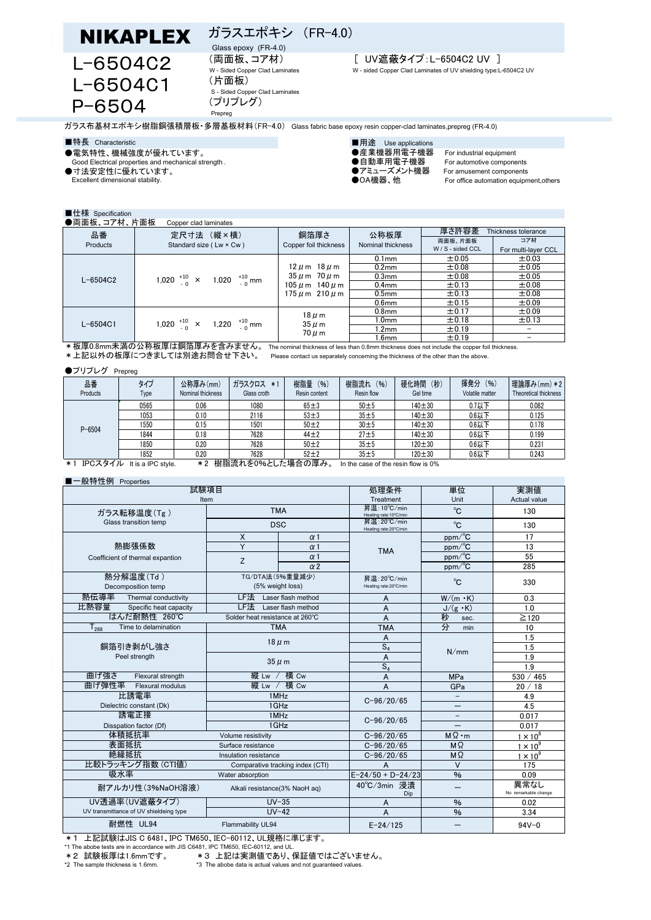# NIKAPLEX

## L-6504C2 / L-6504C1 / P-6504

ガラスエポキシ （FR-4.0）
Glass epoxy (FR-4.0)

（両面板、コア材）
W - Sided Copper Clad Laminates

（片面板）
S - Sided Copper Clad Laminates

（プリプレグ）
Prepreg

[ UV遮蔽タイプ:L-6504C2 UV ]
W - sided Copper Clad Laminates of UV shielding type:L-6504C2 UV

ガラス布基材エポキシ樹脂銅張積層板・多層基板材料（FR-4.0） Glass fabric base epoxy resin copper-clad laminates,prepreg (FR-4.0)

### ■特長 Characteristic

- ●電気特性、機械強度が優れています。
  Good Electrical properties and mechanical strength .
- ●寸法安定性に優れています。
  Excellent dimensional stability.

### ■用途 Use applications

- ●産業機器用電子機器 For industrial equipment
- ●自動車用電子機器 For automotive components
- ●アミューズメント機器 For amusement components
- ●OA機器、他 For office automation equipment,others

### ■仕様 Specification

●両面板、コア材、片面板 Copper clad laminates

| 品番 Products | 定尺寸法 （縦×横） Standard size ( Lw × Cw ) | 銅箔厚さ Copper foil thickness | 公称板厚 Nominal thickness | 厚さ許容差 Thickness tolerance 両面板、片面板 W / S - sided CCL | コア材 For multi-layer CCL |
|---|---|---|---|---|---|
| L-6504C2 | 1,020 $^{+10}_{-0}$ × 1,020 $^{+10}_{-0}$ mm | 12 μm 18 μm / 35 μm 70 μm / 105 μm 140 μm / 175 μm 210 μm | 0.1mm | ±0.05 | ±0.03 |
| | | | 0.2mm | ±0.08 | ±0.05 |
| | | | 0.3mm | ±0.08 | ±0.05 |
| | | | 0.4mm | ±0.13 | ±0.08 |
| | | | 0.5mm | ±0.13 | ±0.08 |
| | | | 0.6mm | ±0.15 | ±0.09 |
| L-6504C1 | 1,020 $^{+10}_{-0}$ × 1,220 $^{+10}_{-0}$ mm | 18 μm / 35 μm / 70 μm | 0.8mm | ±0.17 | ±0.09 |
| | | | 1.0mm | ±0.18 | ±0.13 |
| | | | 1.2mm | ±0.19 | − |
| | | | 1.6mm | ±0.19 | − |

＊板厚0.8mm未満の公称板厚は銅箔厚みを含みません。 The nominal thickness of less than 0.8mm thickness does not include the copper foil thickness.
＊上記以外の板厚につきましては別途お問合せ下さい。 Please contact us separately concerning the thickness of the other than the above.

●プリプレグ Prepreg

| 品番 Products | タイプ Type | 公称厚み(mm) Nominal thickness | ガラスクロス ＊1 Glass croth | 樹脂量 (%) Resin content | 樹脂流れ (%) Resin flow | 硬化時間 (秒) Gel time | 揮発分 (%) Volatile matter | 理論厚み(mm) ＊2 Theoretical thickness |
|---|---|---|---|---|---|---|---|---|
| P-6504 | 0565 | 0.06 | 1080 | 65±3 | 50±5 | 140±30 | 0.7以下 | 0.082 |
| | 1053 | 0.10 | 2116 | 53±3 | 35±5 | 140±30 | 0.6以下 | 0.125 |
| | 1550 | 0.15 | 1501 | 50±2 | 30±5 | 140±30 | 0.6以下 | 0.178 |
| | 1844 | 0.18 | 7628 | 44±2 | 27±5 | 140±30 | 0.6以下 | 0.199 |
| | 1850 | 0.20 | 7628 | 50±2 | 35±5 | 120±30 | 0.6以下 | 0.231 |
| | 1852 | 0.20 | 7628 | 52±2 | 35±5 | 120±30 | 0.6以下 | 0.243 |

＊1 IPCスタイル It is a IPC style. ＊2 樹脂流れを0%とした場合の厚み。 In the case of the resin flow is 0%

### ■一般特性例 Properties

| 試験項目 Item | | | 処理条件 Treatment | 単位 Unit | 実測値 Actual value |
|---|---|---|---|---|---|
| ガラス転移温度（Tg） Glass transition temp | TMA | | 昇温：10℃/min Heating rate:10℃/min | ℃ | 130 |
| | DSC | | 昇温：20℃/min Heating rate:20℃/min | ℃ | 130 |
| 熱膨張係数 Coefficient of thermal expantion | X | α1 | TMA | ppm/℃ | 17 |
| | Y | α1 | | ppm/℃ | 13 |
| | Z | α1 | | ppm/℃ | 55 |
| | | α2 | | ppm/℃ | 285 |
| 熱分解温度（Td） Decomposition temp | TG/DTA法（5%重量減少） (5% weight loss) | | 昇温：20℃/min Heating rate:20℃/min | ℃ | 330 |
| 熱伝導率 Thermal conductivity | LF法 Laser flash method | | A | W/(m・K) | 0.3 |
| 比熱容量 Specific heat capacity | LF法 Laser flash method | | A | J/(g・K) | 1.0 |
| はんだ耐熱性 260℃ | Solder heat resistance at 260℃ | | A | 秒 sec. | ≧120 |
| $T_{288}$ Time to delamination | TMA | | TMA | 分 min | 10 |
| 銅箔引き剥がし強さ Peel strength | 18 μm | | A | N/mm | 1.5 |
| | | | $S_4$ | | 1.5 |
| | 35 μm | | A | | 1.9 |
| | | | $S_4$ | | 1.9 |
| 曲げ強さ Flexural strength | 縦 Lw / 横 Cw | | A | MPa | 530 / 465 |
| 曲げ弾性率 Flexural modulus | 縦 Lw / 横 Cw | | A | GPa | 20 / 18 |
| 比誘電率 Dielectric constant (Dk) | 1MHz | | C-96/20/65 | − | 4.9 |
| | 1GHz | | | − | 4.5 |
| 誘電正接 Disspation factor (Df) | 1MHz | | C-96/20/65 | − | 0.017 |
| | 1GHz | | | − | 0.017 |
| 体積抵抗率 | Volume resistivity | | C-96/20/65 | MΩ・m | $1 \times 10^8$ |
| 表面抵抗 | Surface resistance | | C-96/20/65 | MΩ | $1 \times 10^9$ |
| 絶縁抵抗 | Insulation resistance | | C-96/20/65 | MΩ | $1 \times 10^9$ |
| 比較トラッキング指数（CTI値） | Comparative tracking index (CTI) | | A | V | 175 |
| 吸水率 | Water absorption | | E-24/50 + D-24/23 | % | 0.09 |
| 耐アルカリ性（3%NaOH溶液） | Alkali resistance(3% NaoH aq) | | 40℃/3min 浸漬 Dip | − | 異常なし No remarkable change |
| UV透過率（UV遮蔽タイプ） UV transmittance of UV shieldeing type | UV-35 | | A | % | 0.02 |
| | UV-42 | | A | % | 3.34 |
| 耐燃性 UL94 | Flammability UL94 | | E-24/125 | − | 94V-0 |

＊1 上記試験はJIS C 6481、IPC TM650、IEC-60112、UL規格に準じます。
*1 The abobe tests are in accordance with JIS C6481, IPC TM650, IEC-60112, and UL.
＊2 試験板厚は1.6mmです。 ＊3 上記は実測値であり、保証値ではございません。
*2 The sample thickness is 1.6mm. *3 The abobe data is actual values and not guaranteed values.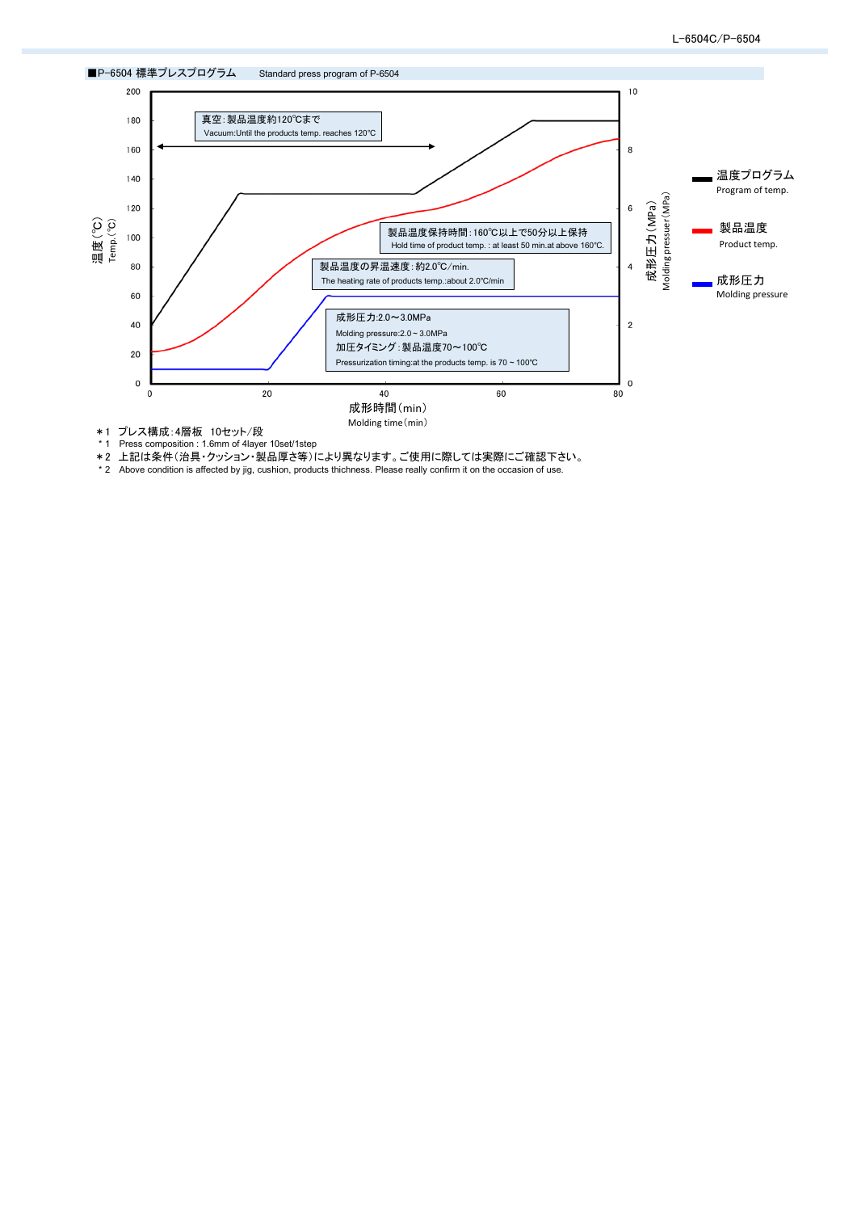■P−6504 標準プレスプログラム　Standard press program of P-6504

温度（℃）
Temp.（℃）

200
180
160
140
120
100
80
60
40
20
0

成形圧力（MPa）
Molding pressuer（MPa）

10
8
6
4
2
0

0
20
40
60
80

成形時間（min）
Molding time（min）

真空：製品温度約120℃まで
Vacuum:Until the products temp. reaches 120℃

製品温度保持時間：160℃以上で50分以上保持
Hold time of product temp. : at least 50 min.at above 160℃.

製品温度の昇温速度：約2.0℃/min.
The heating rate of products temp.:about 2.0℃/min

成形圧力:2.0〜3.0MPa
Molding pressure:2.0 ~ 3.0MPa
加圧タイミング：製品温度70〜100℃
Pressurization timing:at the products temp. is 70 ~ 100℃

温度プログラム
Program of temp.

製品温度
Product temp.

成形圧力
Molding pressure

＊1　プレス構成：4層板　10セット/段
＊1　Press composition : 1.6mm of 4layer 10set/1step

＊2　上記は条件（治具・クッション・製品厚さ等）により異なります。ご使用に際しては実際にご確認下さい。
＊2　Above condition is affected by jig, cushion, products thichness. Please really confirm it on the occasion of use.